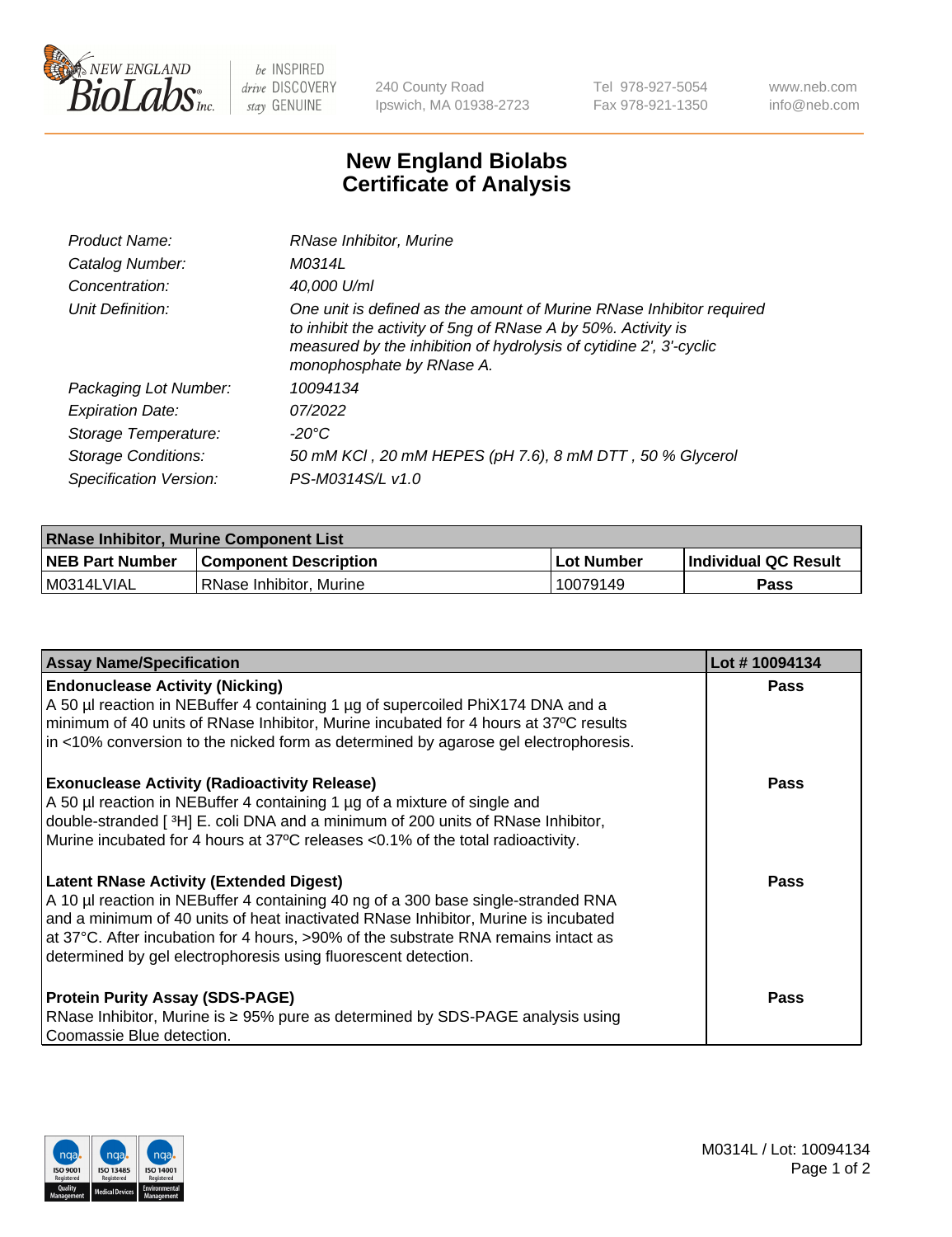240 County Road
Ipswich, MA 01938-2723

Tel 978-927-5054
Fax 978-921-1350

www.neb.com
info@neb.com

# New England Biolabs
# Certificate of Analysis

| | |
|---|---|
| *Product Name:* | *RNase Inhibitor, Murine* |
| *Catalog Number:* | *M0314L* |
| *Concentration:* | *40,000 U/ml* |
| *Unit Definition:* | *One unit is defined as the amount of Murine RNase Inhibitor required to inhibit the activity of 5ng of RNase A by 50%. Activity is measured by the inhibition of hydrolysis of cytidine 2', 3'-cyclic monophosphate by RNase A.* |
| *Packaging Lot Number:* | *10094134* |
| *Expiration Date:* | *07/2022* |
| *Storage Temperature:* | *-20°C* |
| *Storage Conditions:* | *50 mM KCl , 20 mM HEPES (pH 7.6), 8 mM DTT , 50 % Glycerol* |
| *Specification Version:* | *PS-M0314S/L v1.0* |

| RNase Inhibitor, Murine Component List | | | |
|---|---|---|---|
| **NEB Part Number** | **Component Description** | **Lot Number** | **Individual QC Result** |
| M0314LVIAL | RNase Inhibitor, Murine | 10079149 | **Pass** |

| Assay Name/Specification | Lot # 10094134 |
|---|---|
| **Endonuclease Activity (Nicking)** A 50 µl reaction in NEBuffer 4 containing 1 µg of supercoiled PhiX174 DNA and a minimum of 40 units of RNase Inhibitor, Murine incubated for 4 hours at 37ºC results in <10% conversion to the nicked form as determined by agarose gel electrophoresis. | **Pass** |
| **Exonuclease Activity (Radioactivity Release)** A 50 µl reaction in NEBuffer 4 containing 1 µg of a mixture of single and double-stranded [ $^3$H] E. coli DNA and a minimum of 200 units of RNase Inhibitor, Murine incubated for 4 hours at 37ºC releases <0.1% of the total radioactivity. | **Pass** |
| **Latent RNase Activity (Extended Digest)** A 10 µl reaction in NEBuffer 4 containing 40 ng of a 300 base single-stranded RNA and a minimum of 40 units of heat inactivated RNase Inhibitor, Murine is incubated at 37°C. After incubation for 4 hours, >90% of the substrate RNA remains intact as determined by gel electrophoresis using fluorescent detection. | **Pass** |
| **Protein Purity Assay (SDS-PAGE)** RNase Inhibitor, Murine is ≥ 95% pure as determined by SDS-PAGE analysis using Coomassie Blue detection. | **Pass** |

M0314L / Lot: 10094134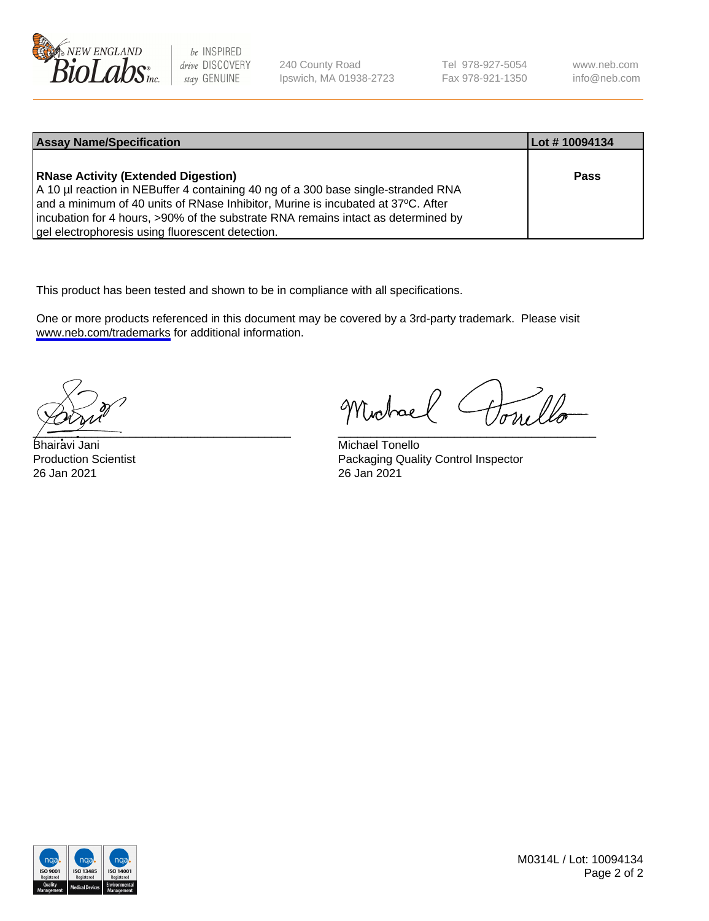| Assay Name/Specification | Lot # 10094134 |
|---|---|
| **RNase Activity (Extended Digestion)**<br>A 10 µl reaction in NEBuffer 4 containing 40 ng of a 300 base single-stranded RNA and a minimum of 40 units of RNase Inhibitor, Murine is incubated at 37ºC. After incubation for 4 hours, >90% of the substrate RNA remains intact as determined by gel electrophoresis using fluorescent detection. | **Pass** |

This product has been tested and shown to be in compliance with all specifications.

One or more products referenced in this document may be covered by a 3rd-party trademark. Please visit www.neb.com/trademarks for additional information.

Bhairavi Jani
Production Scientist
26 Jan 2021

Michael Tonello
Packaging Quality Control Inspector
26 Jan 2021

M0314L / Lot: 10094134